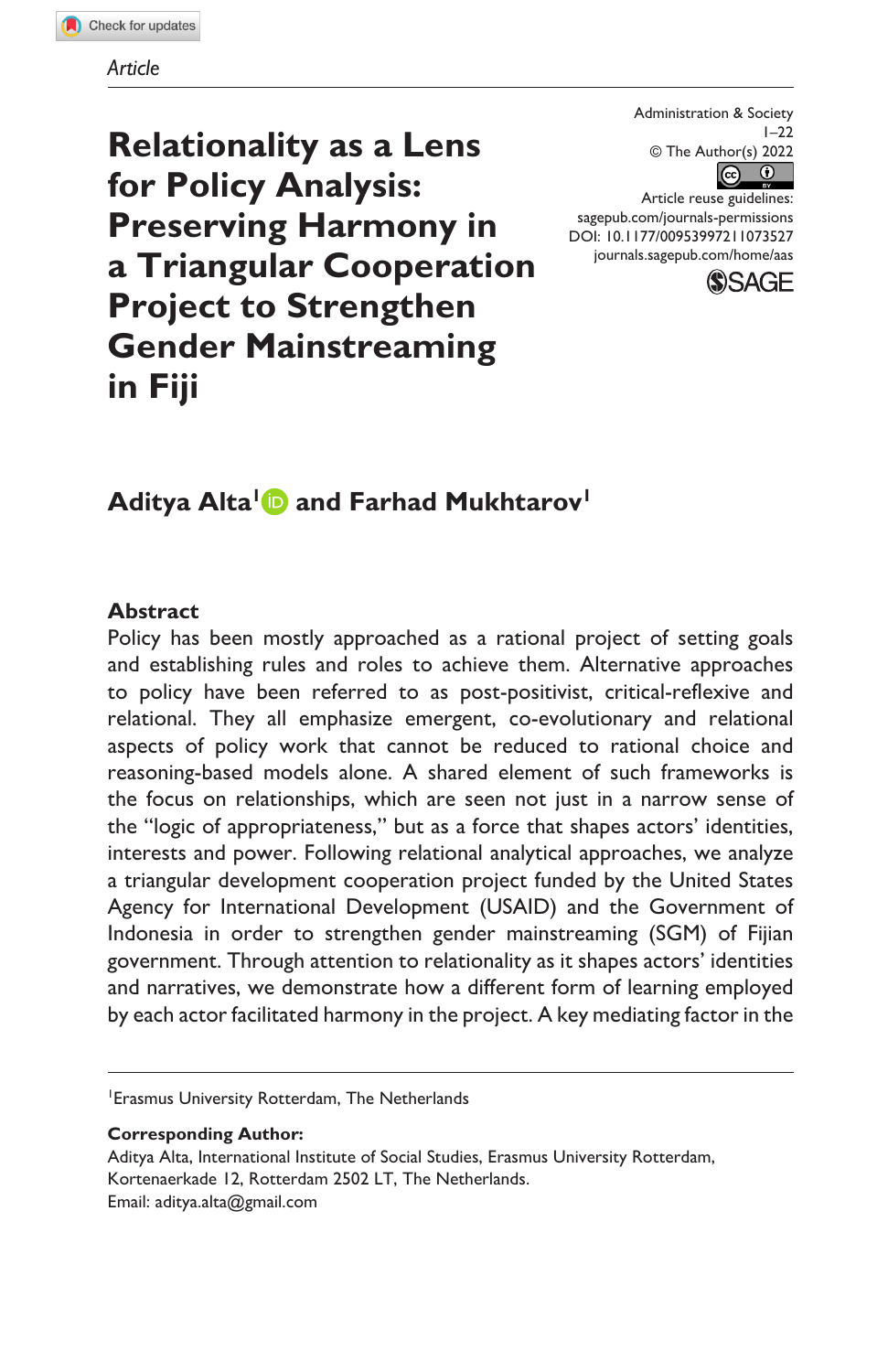Article

Administration & Society
1–22
© The Author(s) 2022
Article reuse guidelines:
sagepub.com/journals-permissions
DOI: 10.1177/00953997211073527
journals.sagepub.com/home/aas

# Relationality as a Lens for Policy Analysis: Preserving Harmony in a Triangular Cooperation Project to Strengthen Gender Mainstreaming in Fiji

**Aditya Alta[1] and Farhad Mukhtarov[1]**

## Abstract

Policy has been mostly approached as a rational project of setting goals and establishing rules and roles to achieve them. Alternative approaches to policy have been referred to as post-positivist, critical-reflexive and relational. They all emphasize emergent, co-evolutionary and relational aspects of policy work that cannot be reduced to rational choice and reasoning-based models alone. A shared element of such frameworks is the focus on relationships, which are seen not just in a narrow sense of the "logic of appropriateness," but as a force that shapes actors' identities, interests and power. Following relational analytical approaches, we analyze a triangular development cooperation project funded by the United States Agency for International Development (USAID) and the Government of Indonesia in order to strengthen gender mainstreaming (SGM) of Fijian government. Through attention to relationality as it shapes actors' identities and narratives, we demonstrate how a different form of learning employed by each actor facilitated harmony in the project. A key mediating factor in the

[1]Erasmus University Rotterdam, The Netherlands

**Corresponding Author:**
Aditya Alta, International Institute of Social Studies, Erasmus University Rotterdam, Kortenaerkade 12, Rotterdam 2502 LT, The Netherlands.
Email: aditya.alta@gmail.com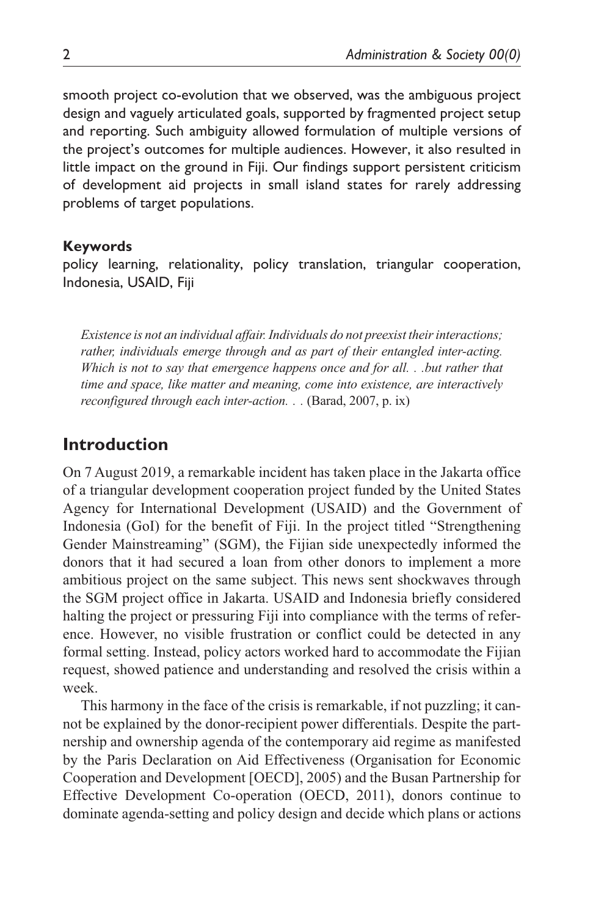smooth project co-evolution that we observed, was the ambiguous project design and vaguely articulated goals, supported by fragmented project setup and reporting. Such ambiguity allowed formulation of multiple versions of the project's outcomes for multiple audiences. However, it also resulted in little impact on the ground in Fiji. Our findings support persistent criticism of development aid projects in small island states for rarely addressing problems of target populations.

**Keywords**

policy learning, relationality, policy translation, triangular cooperation, Indonesia, USAID, Fiji

> *Existence is not an individual affair. Individuals do not preexist their interactions; rather, individuals emerge through and as part of their entangled inter-acting. Which is not to say that emergence happens once and for all. . .but rather that time and space, like matter and meaning, come into existence, are interactively reconfigured through each inter-action. . .* (Barad, 2007, p. ix)

## Introduction

On 7 August 2019, a remarkable incident has taken place in the Jakarta office of a triangular development cooperation project funded by the United States Agency for International Development (USAID) and the Government of Indonesia (GoI) for the benefit of Fiji. In the project titled "Strengthening Gender Mainstreaming" (SGM), the Fijian side unexpectedly informed the donors that it had secured a loan from other donors to implement a more ambitious project on the same subject. This news sent shockwaves through the SGM project office in Jakarta. USAID and Indonesia briefly considered halting the project or pressuring Fiji into compliance with the terms of reference. However, no visible frustration or conflict could be detected in any formal setting. Instead, policy actors worked hard to accommodate the Fijian request, showed patience and understanding and resolved the crisis within a week.

This harmony in the face of the crisis is remarkable, if not puzzling; it cannot be explained by the donor-recipient power differentials. Despite the partnership and ownership agenda of the contemporary aid regime as manifested by the Paris Declaration on Aid Effectiveness (Organisation for Economic Cooperation and Development [OECD], 2005) and the Busan Partnership for Effective Development Co-operation (OECD, 2011), donors continue to dominate agenda-setting and policy design and decide which plans or actions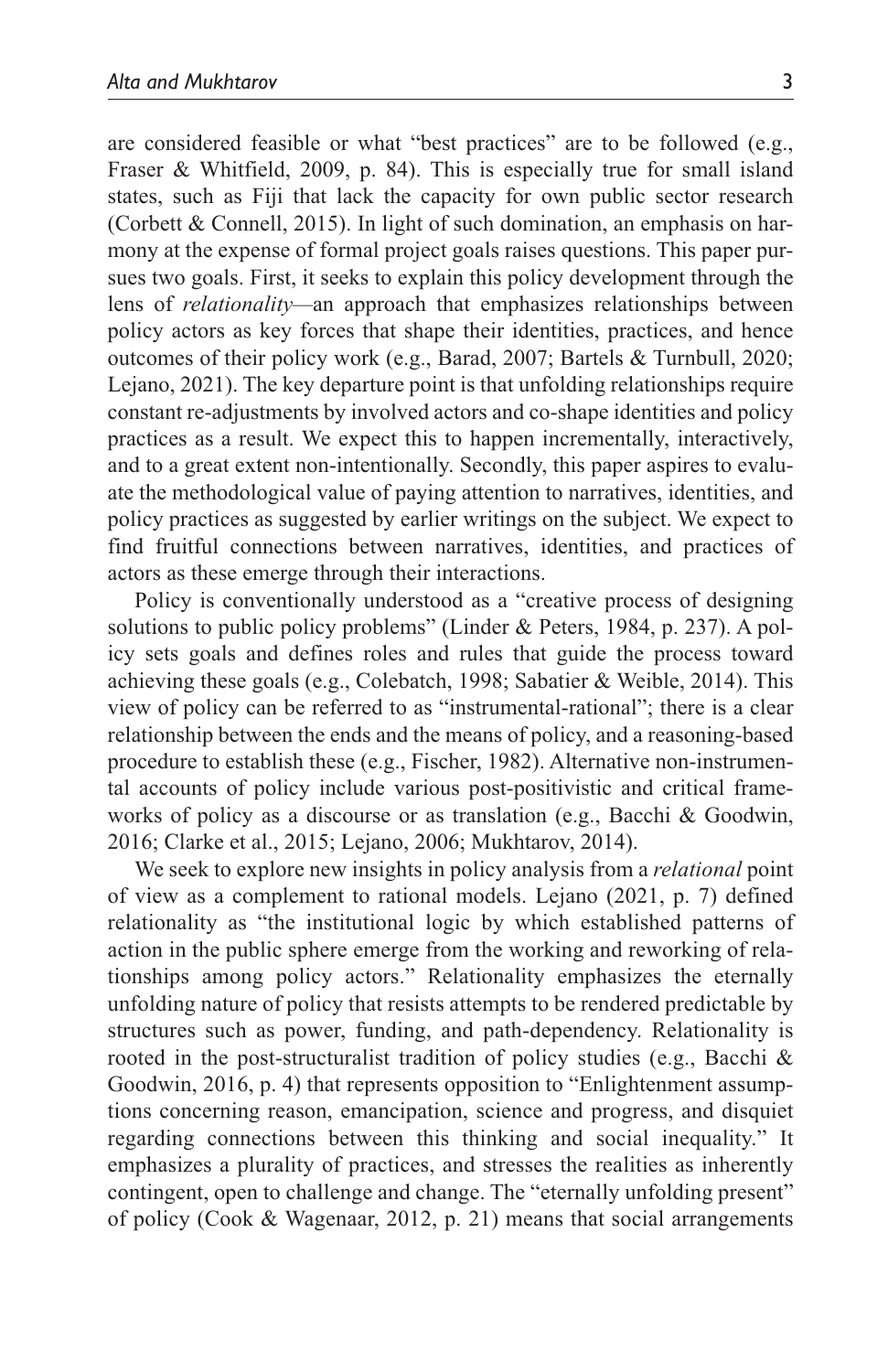are considered feasible or what "best practices" are to be followed (e.g., Fraser & Whitfield, 2009, p. 84). This is especially true for small island states, such as Fiji that lack the capacity for own public sector research (Corbett & Connell, 2015). In light of such domination, an emphasis on harmony at the expense of formal project goals raises questions. This paper pursues two goals. First, it seeks to explain this policy development through the lens of *relationality*—an approach that emphasizes relationships between policy actors as key forces that shape their identities, practices, and hence outcomes of their policy work (e.g., Barad, 2007; Bartels & Turnbull, 2020; Lejano, 2021). The key departure point is that unfolding relationships require constant re-adjustments by involved actors and co-shape identities and policy practices as a result. We expect this to happen incrementally, interactively, and to a great extent non-intentionally. Secondly, this paper aspires to evaluate the methodological value of paying attention to narratives, identities, and policy practices as suggested by earlier writings on the subject. We expect to find fruitful connections between narratives, identities, and practices of actors as these emerge through their interactions.

Policy is conventionally understood as a "creative process of designing solutions to public policy problems" (Linder & Peters, 1984, p. 237). A policy sets goals and defines roles and rules that guide the process toward achieving these goals (e.g., Colebatch, 1998; Sabatier & Weible, 2014). This view of policy can be referred to as "instrumental-rational"; there is a clear relationship between the ends and the means of policy, and a reasoning-based procedure to establish these (e.g., Fischer, 1982). Alternative non-instrumental accounts of policy include various post-positivistic and critical frameworks of policy as a discourse or as translation (e.g., Bacchi & Goodwin, 2016; Clarke et al., 2015; Lejano, 2006; Mukhtarov, 2014).

We seek to explore new insights in policy analysis from a *relational* point of view as a complement to rational models. Lejano (2021, p. 7) defined relationality as "the institutional logic by which established patterns of action in the public sphere emerge from the working and reworking of relationships among policy actors." Relationality emphasizes the eternally unfolding nature of policy that resists attempts to be rendered predictable by structures such as power, funding, and path-dependency. Relationality is rooted in the post-structuralist tradition of policy studies (e.g., Bacchi & Goodwin, 2016, p. 4) that represents opposition to "Enlightenment assumptions concerning reason, emancipation, science and progress, and disquiet regarding connections between this thinking and social inequality." It emphasizes a plurality of practices, and stresses the realities as inherently contingent, open to challenge and change. The "eternally unfolding present" of policy (Cook & Wagenaar, 2012, p. 21) means that social arrangements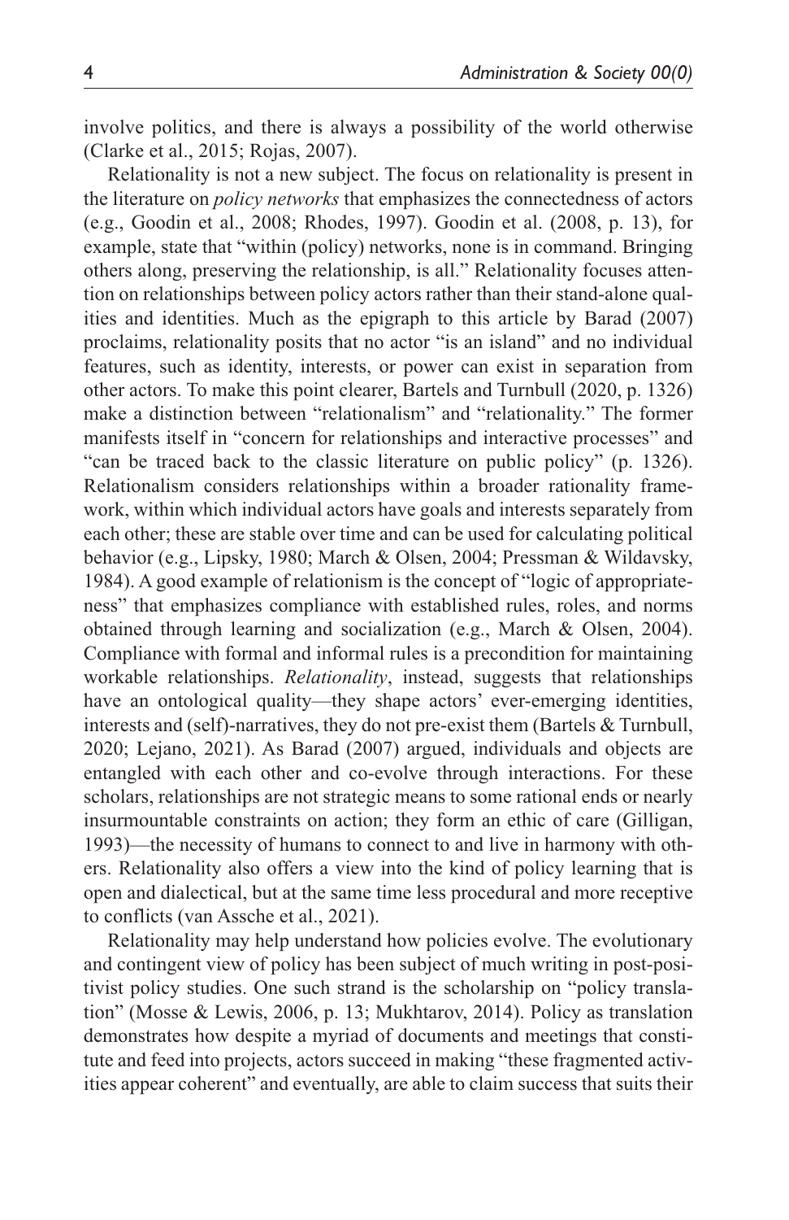involve politics, and there is always a possibility of the world otherwise (Clarke et al., 2015; Rojas, 2007).

Relationality is not a new subject. The focus on relationality is present in the literature on *policy networks* that emphasizes the connectedness of actors (e.g., Goodin et al., 2008; Rhodes, 1997). Goodin et al. (2008, p. 13), for example, state that "within (policy) networks, none is in command. Bringing others along, preserving the relationship, is all." Relationality focuses attention on relationships between policy actors rather than their stand-alone qualities and identities. Much as the epigraph to this article by Barad (2007) proclaims, relationality posits that no actor "is an island" and no individual features, such as identity, interests, or power can exist in separation from other actors. To make this point clearer, Bartels and Turnbull (2020, p. 1326) make a distinction between "relationalism" and "relationality." The former manifests itself in "concern for relationships and interactive processes" and "can be traced back to the classic literature on public policy" (p. 1326). Relationalism considers relationships within a broader rationality framework, within which individual actors have goals and interests separately from each other; these are stable over time and can be used for calculating political behavior (e.g., Lipsky, 1980; March & Olsen, 2004; Pressman & Wildavsky, 1984). A good example of relationism is the concept of "logic of appropriateness" that emphasizes compliance with established rules, roles, and norms obtained through learning and socialization (e.g., March & Olsen, 2004). Compliance with formal and informal rules is a precondition for maintaining workable relationships. *Relationality*, instead, suggests that relationships have an ontological quality—they shape actors' ever-emerging identities, interests and (self)-narratives, they do not pre-exist them (Bartels & Turnbull, 2020; Lejano, 2021). As Barad (2007) argued, individuals and objects are entangled with each other and co-evolve through interactions. For these scholars, relationships are not strategic means to some rational ends or nearly insurmountable constraints on action; they form an ethic of care (Gilligan, 1993)—the necessity of humans to connect to and live in harmony with others. Relationality also offers a view into the kind of policy learning that is open and dialectical, but at the same time less procedural and more receptive to conflicts (van Assche et al., 2021).

Relationality may help understand how policies evolve. The evolutionary and contingent view of policy has been subject of much writing in post-positivist policy studies. One such strand is the scholarship on "policy translation" (Mosse & Lewis, 2006, p. 13; Mukhtarov, 2014). Policy as translation demonstrates how despite a myriad of documents and meetings that constitute and feed into projects, actors succeed in making "these fragmented activities appear coherent" and eventually, are able to claim success that suits their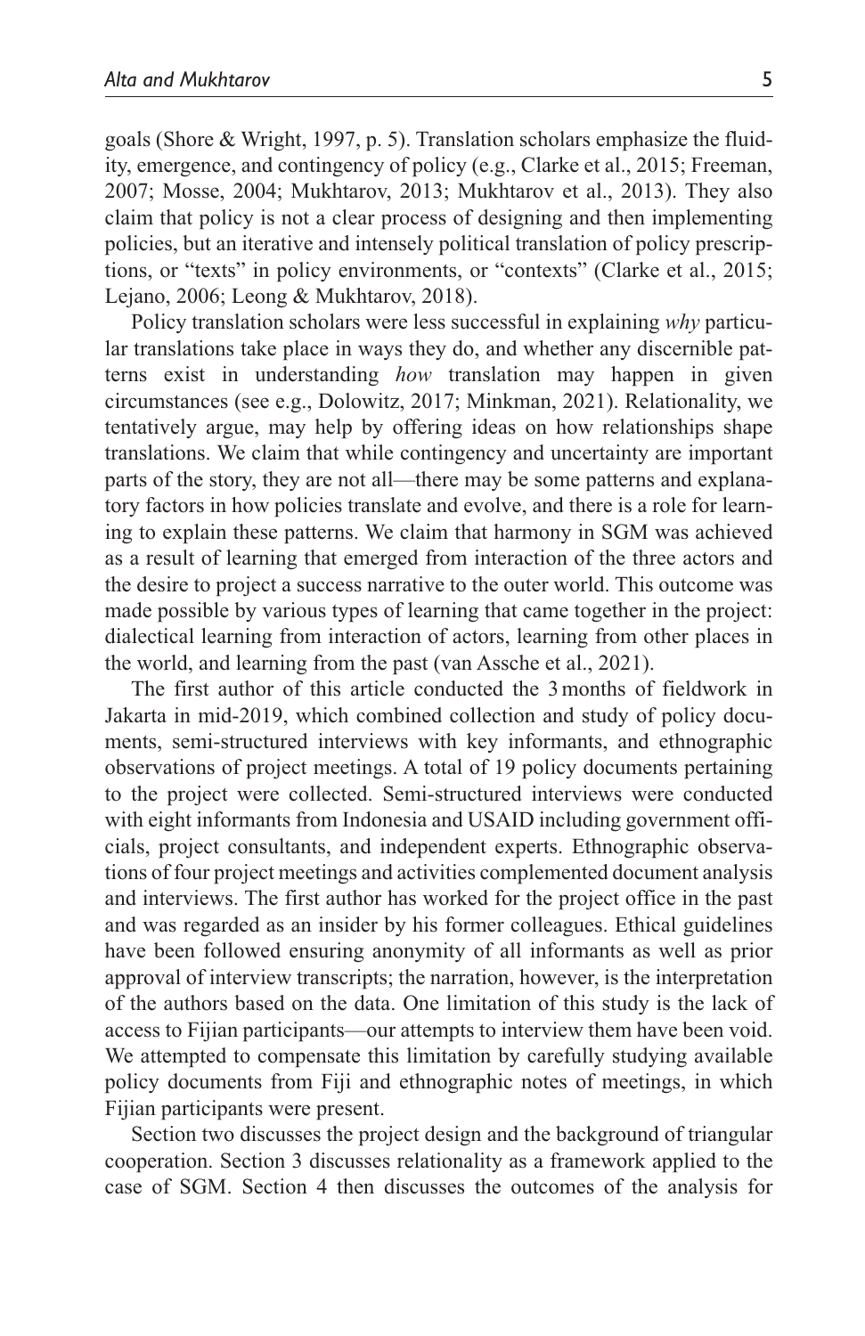goals (Shore & Wright, 1997, p. 5). Translation scholars emphasize the fluidity, emergence, and contingency of policy (e.g., Clarke et al., 2015; Freeman, 2007; Mosse, 2004; Mukhtarov, 2013; Mukhtarov et al., 2013). They also claim that policy is not a clear process of designing and then implementing policies, but an iterative and intensely political translation of policy prescriptions, or "texts" in policy environments, or "contexts" (Clarke et al., 2015; Lejano, 2006; Leong & Mukhtarov, 2018).

Policy translation scholars were less successful in explaining *why* particular translations take place in ways they do, and whether any discernible patterns exist in understanding *how* translation may happen in given circumstances (see e.g., Dolowitz, 2017; Minkman, 2021). Relationality, we tentatively argue, may help by offering ideas on how relationships shape translations. We claim that while contingency and uncertainty are important parts of the story, they are not all—there may be some patterns and explanatory factors in how policies translate and evolve, and there is a role for learning to explain these patterns. We claim that harmony in SGM was achieved as a result of learning that emerged from interaction of the three actors and the desire to project a success narrative to the outer world. This outcome was made possible by various types of learning that came together in the project: dialectical learning from interaction of actors, learning from other places in the world, and learning from the past (van Assche et al., 2021).

The first author of this article conducted the 3 months of fieldwork in Jakarta in mid-2019, which combined collection and study of policy documents, semi-structured interviews with key informants, and ethnographic observations of project meetings. A total of 19 policy documents pertaining to the project were collected. Semi-structured interviews were conducted with eight informants from Indonesia and USAID including government officials, project consultants, and independent experts. Ethnographic observations of four project meetings and activities complemented document analysis and interviews. The first author has worked for the project office in the past and was regarded as an insider by his former colleagues. Ethical guidelines have been followed ensuring anonymity of all informants as well as prior approval of interview transcripts; the narration, however, is the interpretation of the authors based on the data. One limitation of this study is the lack of access to Fijian participants—our attempts to interview them have been void. We attempted to compensate this limitation by carefully studying available policy documents from Fiji and ethnographic notes of meetings, in which Fijian participants were present.

Section two discusses the project design and the background of triangular cooperation. Section 3 discusses relationality as a framework applied to the case of SGM. Section 4 then discusses the outcomes of the analysis for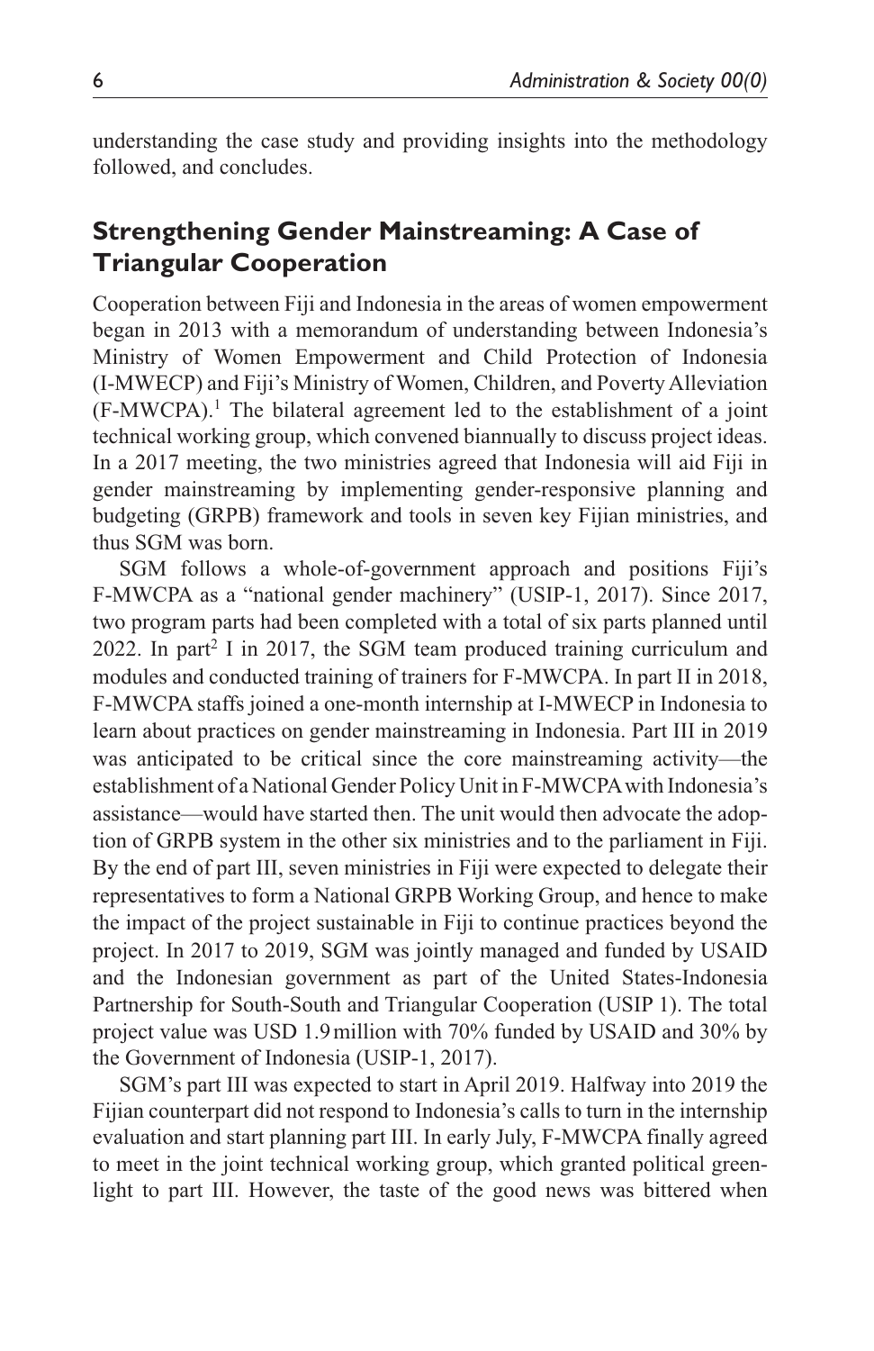understanding the case study and providing insights into the methodology followed, and concludes.

## Strengthening Gender Mainstreaming: A Case of Triangular Cooperation

Cooperation between Fiji and Indonesia in the areas of women empowerment began in 2013 with a memorandum of understanding between Indonesia's Ministry of Women Empowerment and Child Protection of Indonesia (I-MWECP) and Fiji's Ministry of Women, Children, and Poverty Alleviation (F-MWCPA).[1] The bilateral agreement led to the establishment of a joint technical working group, which convened biannually to discuss project ideas. In a 2017 meeting, the two ministries agreed that Indonesia will aid Fiji in gender mainstreaming by implementing gender-responsive planning and budgeting (GRPB) framework and tools in seven key Fijian ministries, and thus SGM was born.

SGM follows a whole-of-government approach and positions Fiji's F-MWCPA as a "national gender machinery" (USIP-1, 2017). Since 2017, two program parts had been completed with a total of six parts planned until 2022. In part[2] I in 2017, the SGM team produced training curriculum and modules and conducted training of trainers for F-MWCPA. In part II in 2018, F-MWCPA staffs joined a one-month internship at I-MWECP in Indonesia to learn about practices on gender mainstreaming in Indonesia. Part III in 2019 was anticipated to be critical since the core mainstreaming activity—the establishment of a National Gender Policy Unit in F-MWCPA with Indonesia's assistance—would have started then. The unit would then advocate the adoption of GRPB system in the other six ministries and to the parliament in Fiji. By the end of part III, seven ministries in Fiji were expected to delegate their representatives to form a National GRPB Working Group, and hence to make the impact of the project sustainable in Fiji to continue practices beyond the project. In 2017 to 2019, SGM was jointly managed and funded by USAID and the Indonesian government as part of the United States-Indonesia Partnership for South-South and Triangular Cooperation (USIP 1). The total project value was USD 1.9 million with 70% funded by USAID and 30% by the Government of Indonesia (USIP-1, 2017).

SGM's part III was expected to start in April 2019. Halfway into 2019 the Fijian counterpart did not respond to Indonesia's calls to turn in the internship evaluation and start planning part III. In early July, F-MWCPA finally agreed to meet in the joint technical working group, which granted political greenlight to part III. However, the taste of the good news was bittered when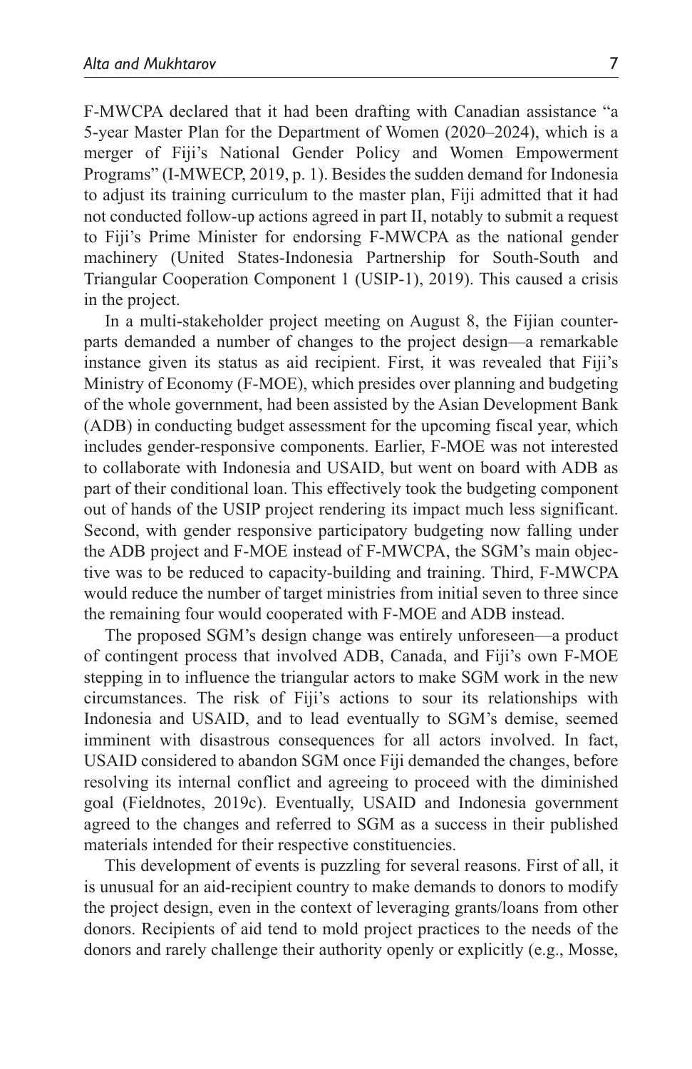F-MWCPA declared that it had been drafting with Canadian assistance "a 5-year Master Plan for the Department of Women (2020–2024), which is a merger of Fiji's National Gender Policy and Women Empowerment Programs" (I-MWECP, 2019, p. 1). Besides the sudden demand for Indonesia to adjust its training curriculum to the master plan, Fiji admitted that it had not conducted follow-up actions agreed in part II, notably to submit a request to Fiji's Prime Minister for endorsing F-MWCPA as the national gender machinery (United States-Indonesia Partnership for South-South and Triangular Cooperation Component 1 (USIP-1), 2019). This caused a crisis in the project.

In a multi-stakeholder project meeting on August 8, the Fijian counterparts demanded a number of changes to the project design—a remarkable instance given its status as aid recipient. First, it was revealed that Fiji's Ministry of Economy (F-MOE), which presides over planning and budgeting of the whole government, had been assisted by the Asian Development Bank (ADB) in conducting budget assessment for the upcoming fiscal year, which includes gender-responsive components. Earlier, F-MOE was not interested to collaborate with Indonesia and USAID, but went on board with ADB as part of their conditional loan. This effectively took the budgeting component out of hands of the USIP project rendering its impact much less significant. Second, with gender responsive participatory budgeting now falling under the ADB project and F-MOE instead of F-MWCPA, the SGM's main objective was to be reduced to capacity-building and training. Third, F-MWCPA would reduce the number of target ministries from initial seven to three since the remaining four would cooperated with F-MOE and ADB instead.

The proposed SGM's design change was entirely unforeseen—a product of contingent process that involved ADB, Canada, and Fiji's own F-MOE stepping in to influence the triangular actors to make SGM work in the new circumstances. The risk of Fiji's actions to sour its relationships with Indonesia and USAID, and to lead eventually to SGM's demise, seemed imminent with disastrous consequences for all actors involved. In fact, USAID considered to abandon SGM once Fiji demanded the changes, before resolving its internal conflict and agreeing to proceed with the diminished goal (Fieldnotes, 2019c). Eventually, USAID and Indonesia government agreed to the changes and referred to SGM as a success in their published materials intended for their respective constituencies.

This development of events is puzzling for several reasons. First of all, it is unusual for an aid-recipient country to make demands to donors to modify the project design, even in the context of leveraging grants/loans from other donors. Recipients of aid tend to mold project practices to the needs of the donors and rarely challenge their authority openly or explicitly (e.g., Mosse,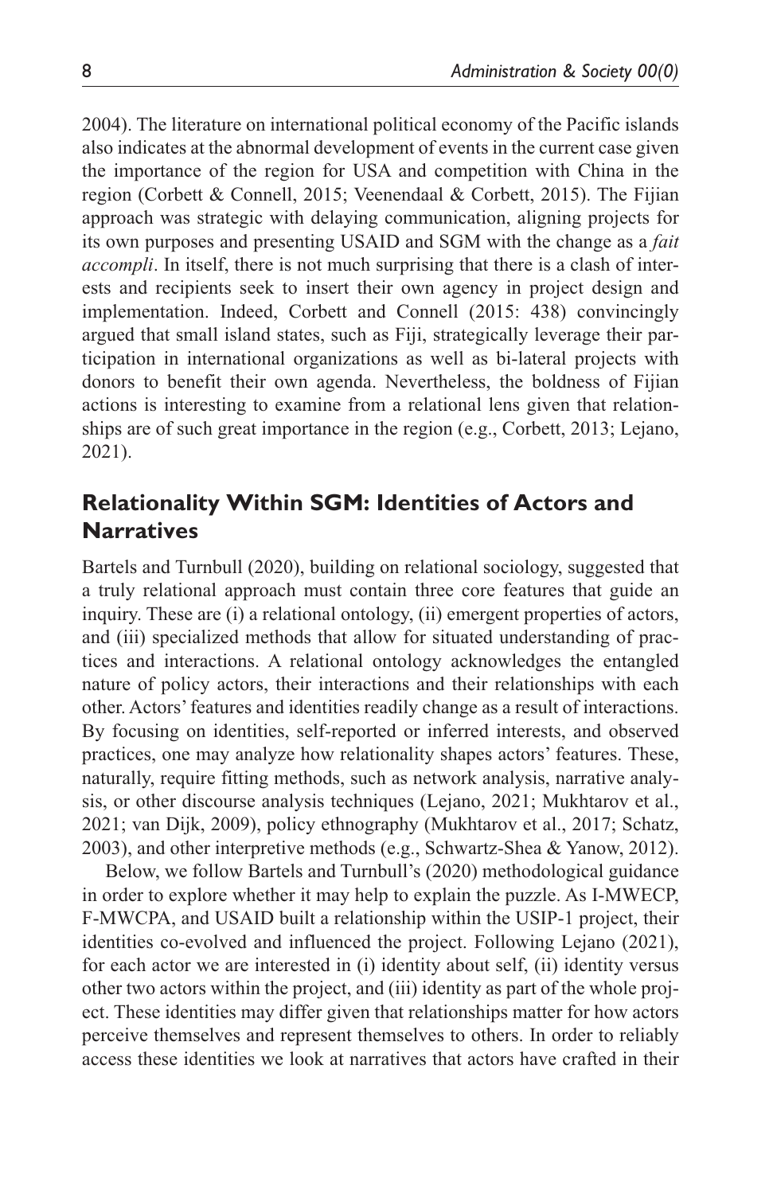2004). The literature on international political economy of the Pacific islands also indicates at the abnormal development of events in the current case given the importance of the region for USA and competition with China in the region (Corbett & Connell, 2015; Veenendaal & Corbett, 2015). The Fijian approach was strategic with delaying communication, aligning projects for its own purposes and presenting USAID and SGM with the change as a *fait accompli*. In itself, there is not much surprising that there is a clash of interests and recipients seek to insert their own agency in project design and implementation. Indeed, Corbett and Connell (2015: 438) convincingly argued that small island states, such as Fiji, strategically leverage their participation in international organizations as well as bi-lateral projects with donors to benefit their own agenda. Nevertheless, the boldness of Fijian actions is interesting to examine from a relational lens given that relationships are of such great importance in the region (e.g., Corbett, 2013; Lejano, 2021).

## Relationality Within SGM: Identities of Actors and Narratives

Bartels and Turnbull (2020), building on relational sociology, suggested that a truly relational approach must contain three core features that guide an inquiry. These are (i) a relational ontology, (ii) emergent properties of actors, and (iii) specialized methods that allow for situated understanding of practices and interactions. A relational ontology acknowledges the entangled nature of policy actors, their interactions and their relationships with each other. Actors' features and identities readily change as a result of interactions. By focusing on identities, self-reported or inferred interests, and observed practices, one may analyze how relationality shapes actors' features. These, naturally, require fitting methods, such as network analysis, narrative analysis, or other discourse analysis techniques (Lejano, 2021; Mukhtarov et al., 2021; van Dijk, 2009), policy ethnography (Mukhtarov et al., 2017; Schatz, 2003), and other interpretive methods (e.g., Schwartz-Shea & Yanow, 2012).

Below, we follow Bartels and Turnbull's (2020) methodological guidance in order to explore whether it may help to explain the puzzle. As I-MWECP, F-MWCPA, and USAID built a relationship within the USIP-1 project, their identities co-evolved and influenced the project. Following Lejano (2021), for each actor we are interested in (i) identity about self, (ii) identity versus other two actors within the project, and (iii) identity as part of the whole project. These identities may differ given that relationships matter for how actors perceive themselves and represent themselves to others. In order to reliably access these identities we look at narratives that actors have crafted in their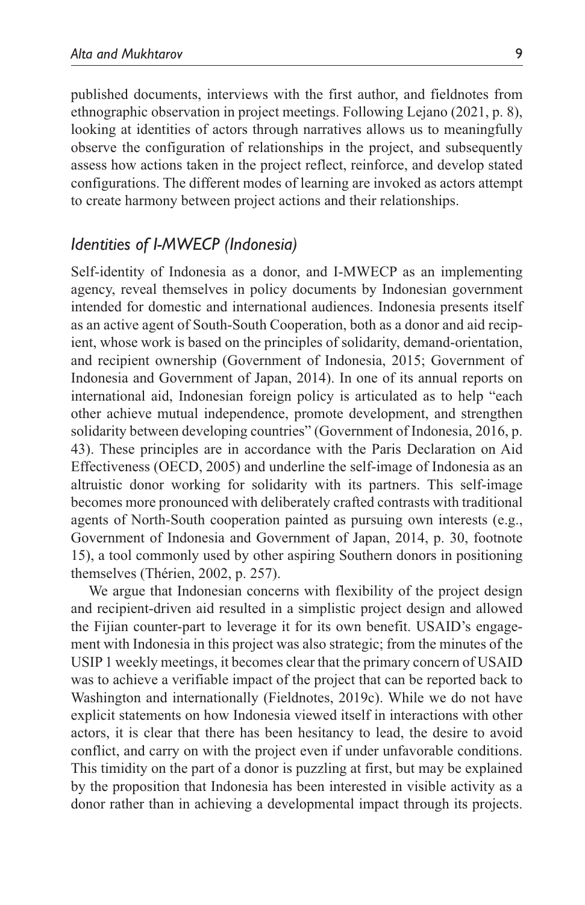published documents, interviews with the first author, and fieldnotes from ethnographic observation in project meetings. Following Lejano (2021, p. 8), looking at identities of actors through narratives allows us to meaningfully observe the configuration of relationships in the project, and subsequently assess how actions taken in the project reflect, reinforce, and develop stated configurations. The different modes of learning are invoked as actors attempt to create harmony between project actions and their relationships.

## *Identities of I-MWECP (Indonesia)*

Self-identity of Indonesia as a donor, and I-MWECP as an implementing agency, reveal themselves in policy documents by Indonesian government intended for domestic and international audiences. Indonesia presents itself as an active agent of South-South Cooperation, both as a donor and aid recipient, whose work is based on the principles of solidarity, demand-orientation, and recipient ownership (Government of Indonesia, 2015; Government of Indonesia and Government of Japan, 2014). In one of its annual reports on international aid, Indonesian foreign policy is articulated as to help "each other achieve mutual independence, promote development, and strengthen solidarity between developing countries" (Government of Indonesia, 2016, p. 43). These principles are in accordance with the Paris Declaration on Aid Effectiveness (OECD, 2005) and underline the self-image of Indonesia as an altruistic donor working for solidarity with its partners. This self-image becomes more pronounced with deliberately crafted contrasts with traditional agents of North-South cooperation painted as pursuing own interests (e.g., Government of Indonesia and Government of Japan, 2014, p. 30, footnote 15), a tool commonly used by other aspiring Southern donors in positioning themselves (Thérien, 2002, p. 257).

We argue that Indonesian concerns with flexibility of the project design and recipient-driven aid resulted in a simplistic project design and allowed the Fijian counter-part to leverage it for its own benefit. USAID's engagement with Indonesia in this project was also strategic; from the minutes of the USIP 1 weekly meetings, it becomes clear that the primary concern of USAID was to achieve a verifiable impact of the project that can be reported back to Washington and internationally (Fieldnotes, 2019c). While we do not have explicit statements on how Indonesia viewed itself in interactions with other actors, it is clear that there has been hesitancy to lead, the desire to avoid conflict, and carry on with the project even if under unfavorable conditions. This timidity on the part of a donor is puzzling at first, but may be explained by the proposition that Indonesia has been interested in visible activity as a donor rather than in achieving a developmental impact through its projects.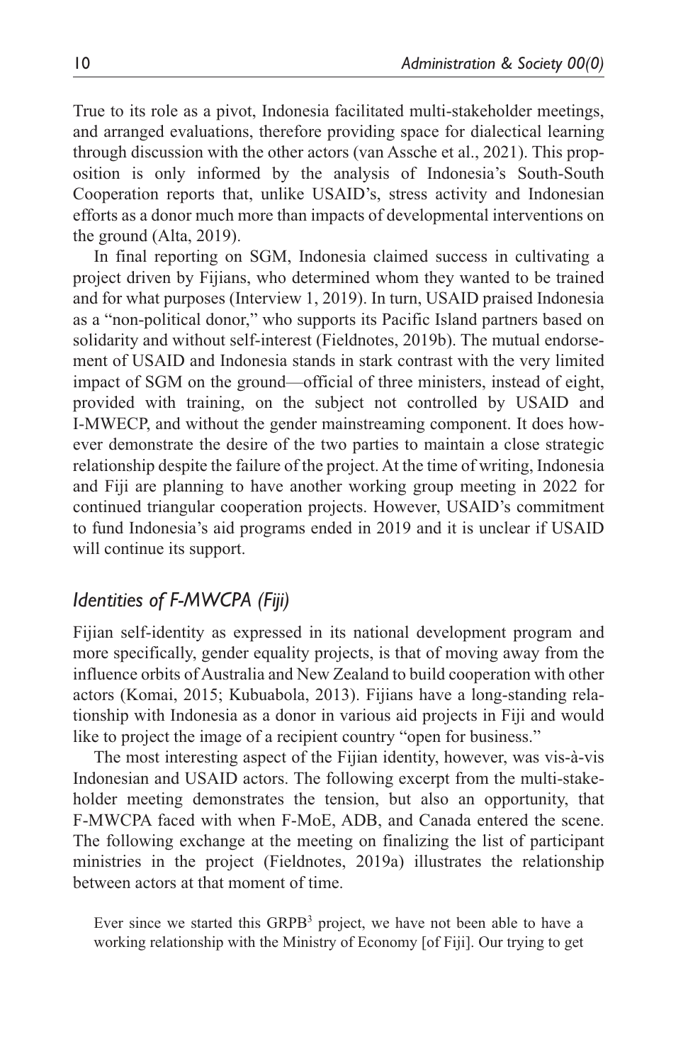True to its role as a pivot, Indonesia facilitated multi-stakeholder meetings, and arranged evaluations, therefore providing space for dialectical learning through discussion with the other actors (van Assche et al., 2021). This proposition is only informed by the analysis of Indonesia's South-South Cooperation reports that, unlike USAID's, stress activity and Indonesian efforts as a donor much more than impacts of developmental interventions on the ground (Alta, 2019).

In final reporting on SGM, Indonesia claimed success in cultivating a project driven by Fijians, who determined whom they wanted to be trained and for what purposes (Interview 1, 2019). In turn, USAID praised Indonesia as a "non-political donor," who supports its Pacific Island partners based on solidarity and without self-interest (Fieldnotes, 2019b). The mutual endorsement of USAID and Indonesia stands in stark contrast with the very limited impact of SGM on the ground—official of three ministers, instead of eight, provided with training, on the subject not controlled by USAID and I-MWECP, and without the gender mainstreaming component. It does however demonstrate the desire of the two parties to maintain a close strategic relationship despite the failure of the project. At the time of writing, Indonesia and Fiji are planning to have another working group meeting in 2022 for continued triangular cooperation projects. However, USAID's commitment to fund Indonesia's aid programs ended in 2019 and it is unclear if USAID will continue its support.

## *Identities of F-MWCPA (Fiji)*

Fijian self-identity as expressed in its national development program and more specifically, gender equality projects, is that of moving away from the influence orbits of Australia and New Zealand to build cooperation with other actors (Komai, 2015; Kubuabola, 2013). Fijians have a long-standing relationship with Indonesia as a donor in various aid projects in Fiji and would like to project the image of a recipient country "open for business."

The most interesting aspect of the Fijian identity, however, was vis-à-vis Indonesian and USAID actors. The following excerpt from the multi-stakeholder meeting demonstrates the tension, but also an opportunity, that F-MWCPA faced with when F-MoE, ADB, and Canada entered the scene. The following exchange at the meeting on finalizing the list of participant ministries in the project (Fieldnotes, 2019a) illustrates the relationship between actors at that moment of time.

> Ever since we started this GRPB[3] project, we have not been able to have a working relationship with the Ministry of Economy [of Fiji]. Our trying to get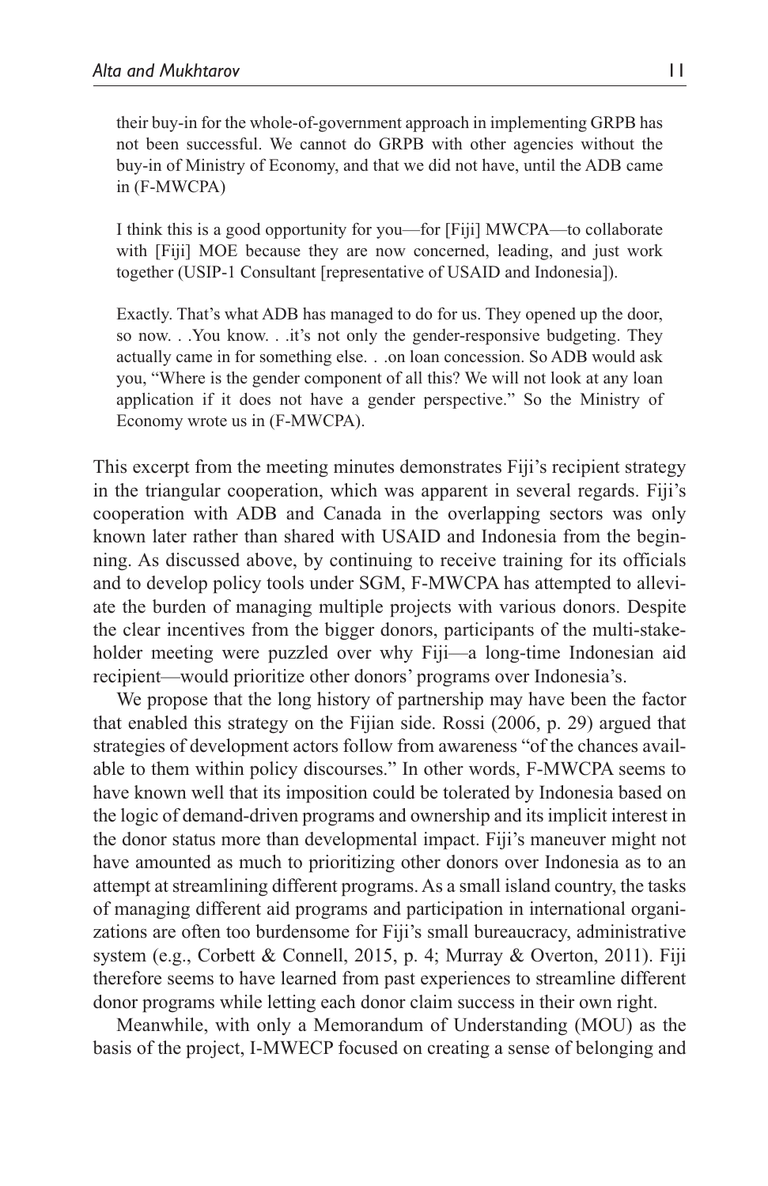> their buy-in for the whole-of-government approach in implementing GRPB has not been successful. We cannot do GRPB with other agencies without the buy-in of Ministry of Economy, and that we did not have, until the ADB came in (F-MWCPA)

> I think this is a good opportunity for you—for [Fiji] MWCPA—to collaborate with [Fiji] MOE because they are now concerned, leading, and just work together (USIP-1 Consultant [representative of USAID and Indonesia]).

> Exactly. That's what ADB has managed to do for us. They opened up the door, so now. . .You know. . .it's not only the gender-responsive budgeting. They actually came in for something else. . .on loan concession. So ADB would ask you, "Where is the gender component of all this? We will not look at any loan application if it does not have a gender perspective." So the Ministry of Economy wrote us in (F-MWCPA).

This excerpt from the meeting minutes demonstrates Fiji's recipient strategy in the triangular cooperation, which was apparent in several regards. Fiji's cooperation with ADB and Canada in the overlapping sectors was only known later rather than shared with USAID and Indonesia from the beginning. As discussed above, by continuing to receive training for its officials and to develop policy tools under SGM, F-MWCPA has attempted to alleviate the burden of managing multiple projects with various donors. Despite the clear incentives from the bigger donors, participants of the multi-stakeholder meeting were puzzled over why Fiji—a long-time Indonesian aid recipient—would prioritize other donors' programs over Indonesia's.

We propose that the long history of partnership may have been the factor that enabled this strategy on the Fijian side. Rossi (2006, p. 29) argued that strategies of development actors follow from awareness "of the chances available to them within policy discourses." In other words, F-MWCPA seems to have known well that its imposition could be tolerated by Indonesia based on the logic of demand-driven programs and ownership and its implicit interest in the donor status more than developmental impact. Fiji's maneuver might not have amounted as much to prioritizing other donors over Indonesia as to an attempt at streamlining different programs. As a small island country, the tasks of managing different aid programs and participation in international organizations are often too burdensome for Fiji's small bureaucracy, administrative system (e.g., Corbett & Connell, 2015, p. 4; Murray & Overton, 2011). Fiji therefore seems to have learned from past experiences to streamline different donor programs while letting each donor claim success in their own right.

Meanwhile, with only a Memorandum of Understanding (MOU) as the basis of the project, I-MWECP focused on creating a sense of belonging and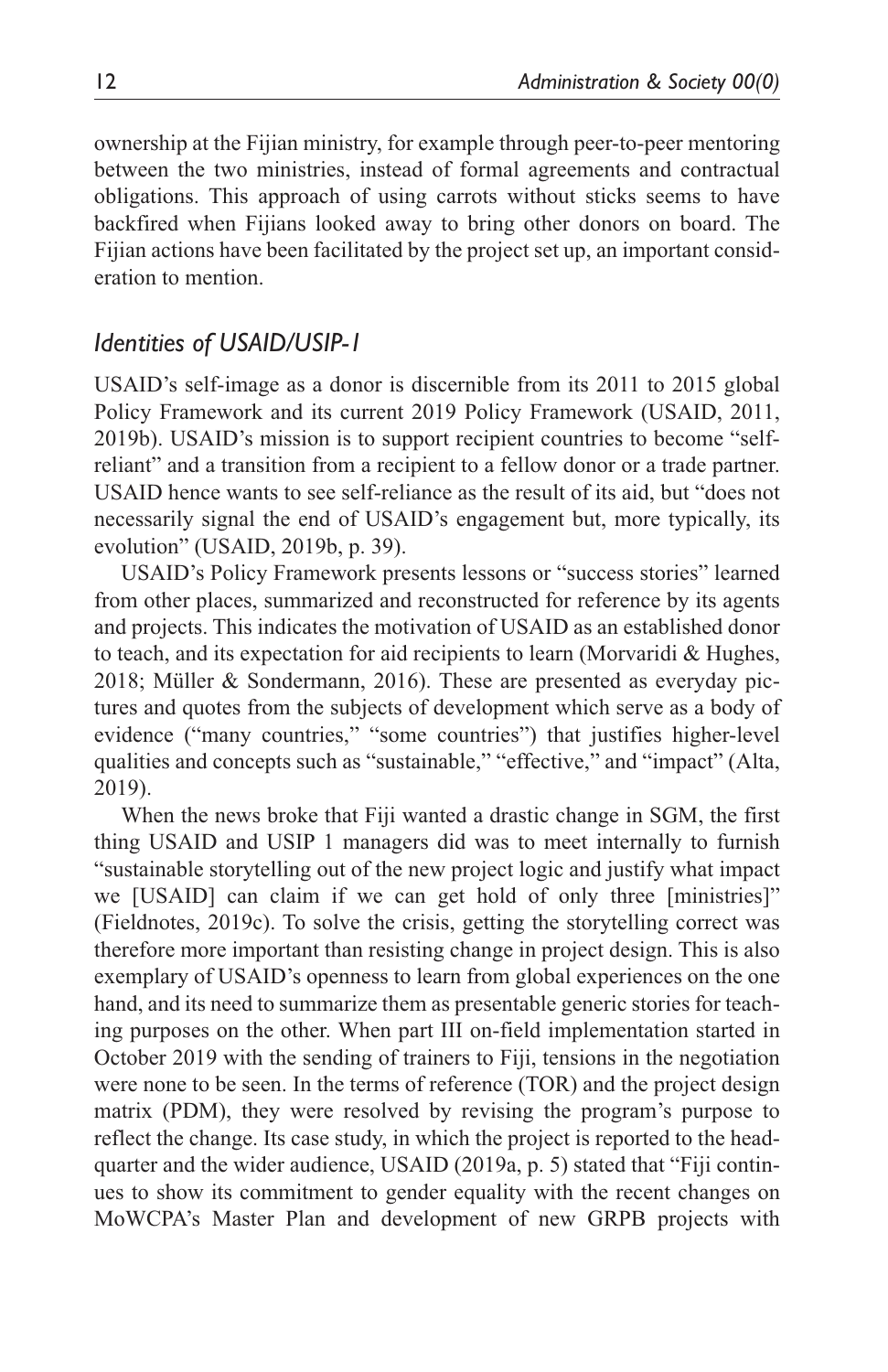ownership at the Fijian ministry, for example through peer-to-peer mentoring between the two ministries, instead of formal agreements and contractual obligations. This approach of using carrots without sticks seems to have backfired when Fijians looked away to bring other donors on board. The Fijian actions have been facilitated by the project set up, an important consideration to mention.

## *Identities of USAID/USIP-1*

USAID's self-image as a donor is discernible from its 2011 to 2015 global Policy Framework and its current 2019 Policy Framework (USAID, 2011, 2019b). USAID's mission is to support recipient countries to become "self-reliant" and a transition from a recipient to a fellow donor or a trade partner. USAID hence wants to see self-reliance as the result of its aid, but "does not necessarily signal the end of USAID's engagement but, more typically, its evolution" (USAID, 2019b, p. 39).

USAID's Policy Framework presents lessons or "success stories" learned from other places, summarized and reconstructed for reference by its agents and projects. This indicates the motivation of USAID as an established donor to teach, and its expectation for aid recipients to learn (Morvaridi & Hughes, 2018; Müller & Sondermann, 2016). These are presented as everyday pictures and quotes from the subjects of development which serve as a body of evidence ("many countries," "some countries") that justifies higher-level qualities and concepts such as "sustainable," "effective," and "impact" (Alta, 2019).

When the news broke that Fiji wanted a drastic change in SGM, the first thing USAID and USIP 1 managers did was to meet internally to furnish "sustainable storytelling out of the new project logic and justify what impact we [USAID] can claim if we can get hold of only three [ministries]" (Fieldnotes, 2019c). To solve the crisis, getting the storytelling correct was therefore more important than resisting change in project design. This is also exemplary of USAID's openness to learn from global experiences on the one hand, and its need to summarize them as presentable generic stories for teaching purposes on the other. When part III on-field implementation started in October 2019 with the sending of trainers to Fiji, tensions in the negotiation were none to be seen. In the terms of reference (TOR) and the project design matrix (PDM), they were resolved by revising the program's purpose to reflect the change. Its case study, in which the project is reported to the headquarter and the wider audience, USAID (2019a, p. 5) stated that "Fiji continues to show its commitment to gender equality with the recent changes on MoWCPA's Master Plan and development of new GRPB projects with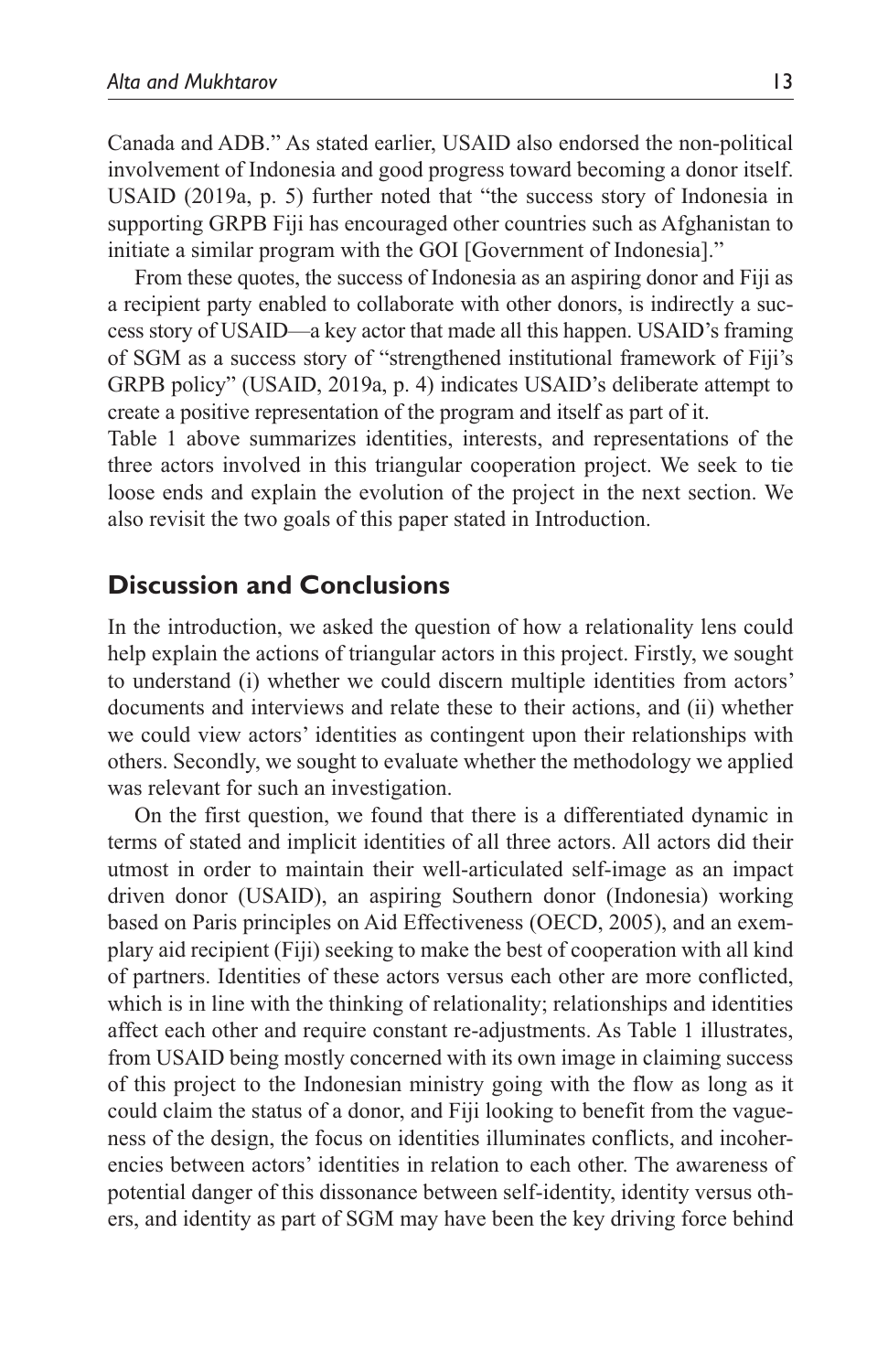Canada and ADB." As stated earlier, USAID also endorsed the non-political involvement of Indonesia and good progress toward becoming a donor itself. USAID (2019a, p. 5) further noted that "the success story of Indonesia in supporting GRPB Fiji has encouraged other countries such as Afghanistan to initiate a similar program with the GOI [Government of Indonesia]."

From these quotes, the success of Indonesia as an aspiring donor and Fiji as a recipient party enabled to collaborate with other donors, is indirectly a success story of USAID—a key actor that made all this happen. USAID's framing of SGM as a success story of "strengthened institutional framework of Fiji's GRPB policy" (USAID, 2019a, p. 4) indicates USAID's deliberate attempt to create a positive representation of the program and itself as part of it.

Table 1 above summarizes identities, interests, and representations of the three actors involved in this triangular cooperation project. We seek to tie loose ends and explain the evolution of the project in the next section. We also revisit the two goals of this paper stated in Introduction.

## Discussion and Conclusions

In the introduction, we asked the question of how a relationality lens could help explain the actions of triangular actors in this project. Firstly, we sought to understand (i) whether we could discern multiple identities from actors' documents and interviews and relate these to their actions, and (ii) whether we could view actors' identities as contingent upon their relationships with others. Secondly, we sought to evaluate whether the methodology we applied was relevant for such an investigation.

On the first question, we found that there is a differentiated dynamic in terms of stated and implicit identities of all three actors. All actors did their utmost in order to maintain their well-articulated self-image as an impact driven donor (USAID), an aspiring Southern donor (Indonesia) working based on Paris principles on Aid Effectiveness (OECD, 2005), and an exemplary aid recipient (Fiji) seeking to make the best of cooperation with all kind of partners. Identities of these actors versus each other are more conflicted, which is in line with the thinking of relationality; relationships and identities affect each other and require constant re-adjustments. As Table 1 illustrates, from USAID being mostly concerned with its own image in claiming success of this project to the Indonesian ministry going with the flow as long as it could claim the status of a donor, and Fiji looking to benefit from the vagueness of the design, the focus on identities illuminates conflicts, and incoherencies between actors' identities in relation to each other. The awareness of potential danger of this dissonance between self-identity, identity versus others, and identity as part of SGM may have been the key driving force behind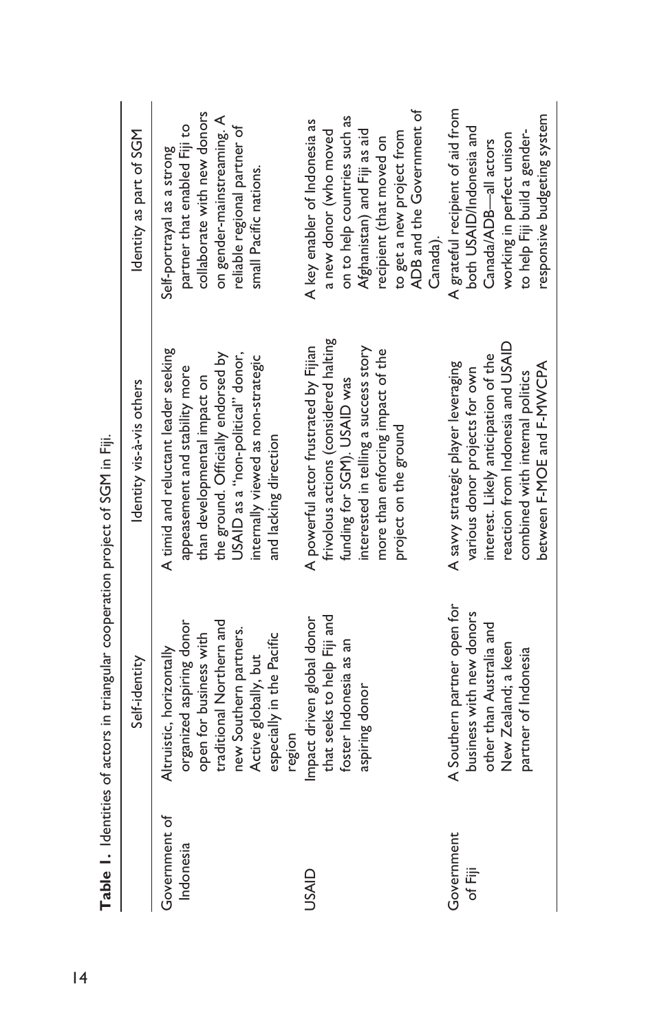**Table 1.** Identities of actors in triangular cooperation project of SGM in Fiji.

| | Self-identity | Identity vis-à-vis others | Identity as part of SGM |
|---|---|---|---|
| Government of Indonesia | Altruistic, horizontally organized aspiring donor open for business with traditional Northern and new Southern partners. Active globally, but especially in the Pacific region | A timid and reluctant leader seeking appeasement and stability more than developmental impact on the ground. Officially endorsed by USAID as a "non-political" donor, internally viewed as non-strategic and lacking direction | Self-portrayal as a strong partner that enabled Fiji to collaborate with new donors on gender-mainstreaming. A reliable regional partner of small Pacific nations. |
| USAID | Impact driven global donor that seeks to help Fiji and foster Indonesia as an aspiring donor | A powerful actor frustrated by Fijian frivolous actions (considered halting funding for SGM). USAID was interested in telling a success story more than enforcing impact of the project on the ground | A key enabler of Indonesia as a new donor (who moved on to help countries such as Afghanistan) and Fiji as aid recipient (that moved on to get a new project from ADB and the Government of Canada). |
| Government of Fiji | A Southern partner open for business with new donors other than Australia and New Zealand; a keen partner of Indonesia | A savvy strategic player leveraging various donor projects for own interest. Likely anticipation of the reaction from Indonesia and USAID combined with internal politics between F-MOE and F-MWCPA | A grateful recipient of aid from both USAID/Indonesia and Canada/ADB—all actors working in perfect unison to help Fiji build a gender-responsive budgeting system |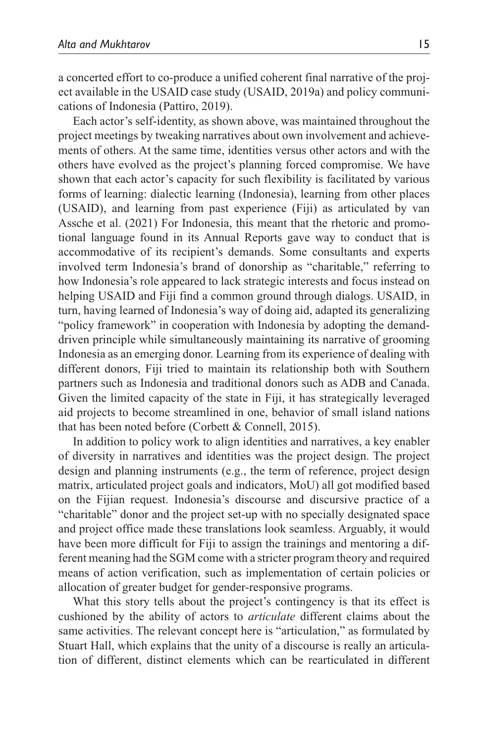a concerted effort to co-produce a unified coherent final narrative of the project available in the USAID case study (USAID, 2019a) and policy communications of Indonesia (Pattiro, 2019).

Each actor's self-identity, as shown above, was maintained throughout the project meetings by tweaking narratives about own involvement and achievements of others. At the same time, identities versus other actors and with the others have evolved as the project's planning forced compromise. We have shown that each actor's capacity for such flexibility is facilitated by various forms of learning: dialectic learning (Indonesia), learning from other places (USAID), and learning from past experience (Fiji) as articulated by van Assche et al. (2021) For Indonesia, this meant that the rhetoric and promotional language found in its Annual Reports gave way to conduct that is accommodative of its recipient's demands. Some consultants and experts involved term Indonesia's brand of donorship as "charitable," referring to how Indonesia's role appeared to lack strategic interests and focus instead on helping USAID and Fiji find a common ground through dialogs. USAID, in turn, having learned of Indonesia's way of doing aid, adapted its generalizing "policy framework" in cooperation with Indonesia by adopting the demand-driven principle while simultaneously maintaining its narrative of grooming Indonesia as an emerging donor. Learning from its experience of dealing with different donors, Fiji tried to maintain its relationship both with Southern partners such as Indonesia and traditional donors such as ADB and Canada. Given the limited capacity of the state in Fiji, it has strategically leveraged aid projects to become streamlined in one, behavior of small island nations that has been noted before (Corbett & Connell, 2015).

In addition to policy work to align identities and narratives, a key enabler of diversity in narratives and identities was the project design. The project design and planning instruments (e.g., the term of reference, project design matrix, articulated project goals and indicators, MoU) all got modified based on the Fijian request. Indonesia's discourse and discursive practice of a "charitable" donor and the project set-up with no specially designated space and project office made these translations look seamless. Arguably, it would have been more difficult for Fiji to assign the trainings and mentoring a different meaning had the SGM come with a stricter program theory and required means of action verification, such as implementation of certain policies or allocation of greater budget for gender-responsive programs.

What this story tells about the project's contingency is that its effect is cushioned by the ability of actors to *articulate* different claims about the same activities. The relevant concept here is "articulation," as formulated by Stuart Hall, which explains that the unity of a discourse is really an articulation of different, distinct elements which can be rearticulated in different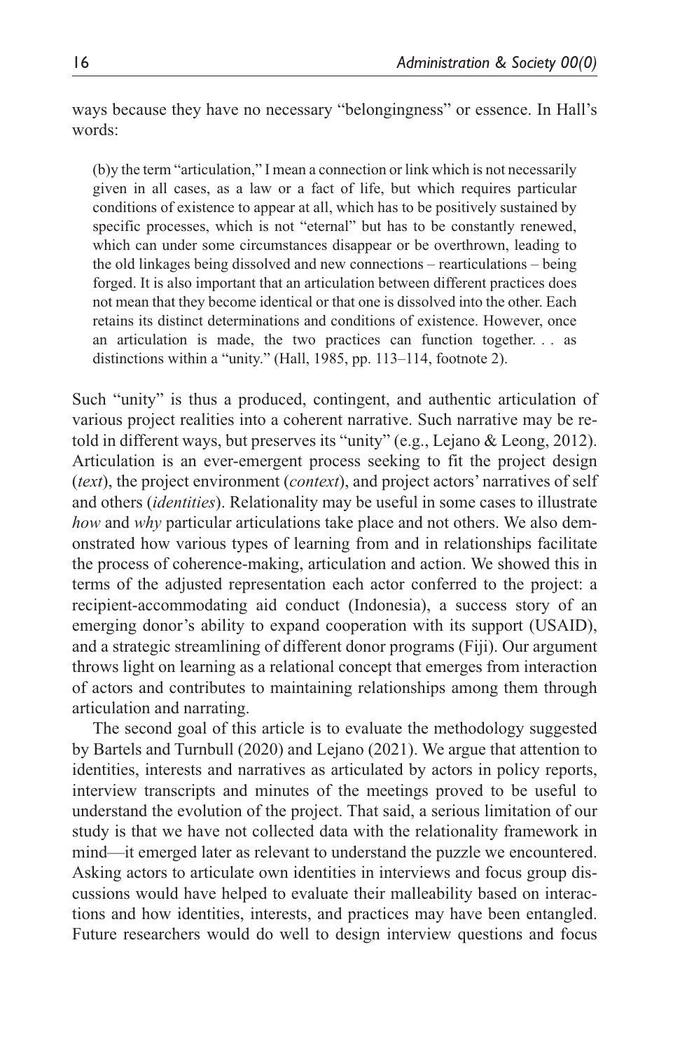ways because they have no necessary "belongingness" or essence. In Hall's words:

> (b)y the term "articulation," I mean a connection or link which is not necessarily given in all cases, as a law or a fact of life, but which requires particular conditions of existence to appear at all, which has to be positively sustained by specific processes, which is not "eternal" but has to be constantly renewed, which can under some circumstances disappear or be overthrown, leading to the old linkages being dissolved and new connections – rearticulations – being forged. It is also important that an articulation between different practices does not mean that they become identical or that one is dissolved into the other. Each retains its distinct determinations and conditions of existence. However, once an articulation is made, the two practices can function together. . . as distinctions within a "unity." (Hall, 1985, pp. 113–114, footnote 2).

Such "unity" is thus a produced, contingent, and authentic articulation of various project realities into a coherent narrative. Such narrative may be retold in different ways, but preserves its "unity" (e.g., Lejano & Leong, 2012). Articulation is an ever-emergent process seeking to fit the project design (*text*), the project environment (*context*), and project actors' narratives of self and others (*identities*). Relationality may be useful in some cases to illustrate *how* and *why* particular articulations take place and not others. We also demonstrated how various types of learning from and in relationships facilitate the process of coherence-making, articulation and action. We showed this in terms of the adjusted representation each actor conferred to the project: a recipient-accommodating aid conduct (Indonesia), a success story of an emerging donor's ability to expand cooperation with its support (USAID), and a strategic streamlining of different donor programs (Fiji). Our argument throws light on learning as a relational concept that emerges from interaction of actors and contributes to maintaining relationships among them through articulation and narrating.

The second goal of this article is to evaluate the methodology suggested by Bartels and Turnbull (2020) and Lejano (2021). We argue that attention to identities, interests and narratives as articulated by actors in policy reports, interview transcripts and minutes of the meetings proved to be useful to understand the evolution of the project. That said, a serious limitation of our study is that we have not collected data with the relationality framework in mind—it emerged later as relevant to understand the puzzle we encountered. Asking actors to articulate own identities in interviews and focus group discussions would have helped to evaluate their malleability based on interactions and how identities, interests, and practices may have been entangled. Future researchers would do well to design interview questions and focus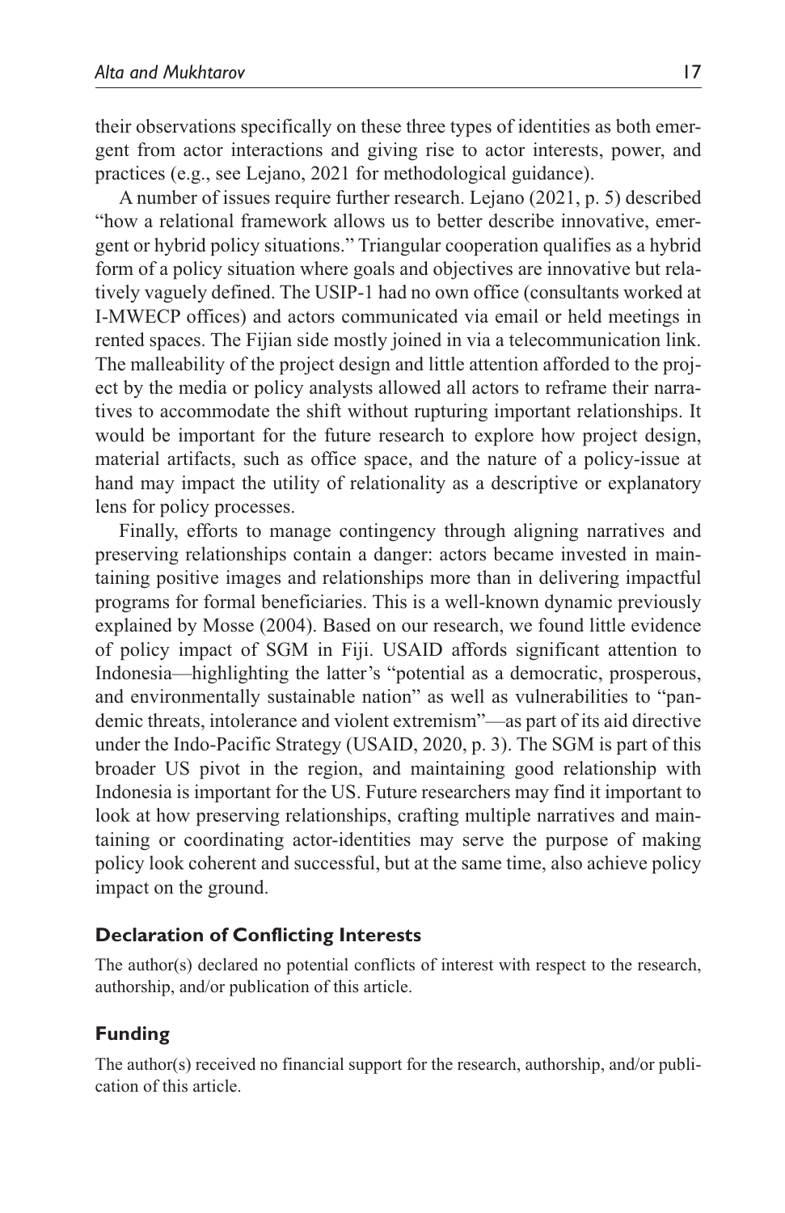their observations specifically on these three types of identities as both emergent from actor interactions and giving rise to actor interests, power, and practices (e.g., see Lejano, 2021 for methodological guidance).

A number of issues require further research. Lejano (2021, p. 5) described "how a relational framework allows us to better describe innovative, emergent or hybrid policy situations." Triangular cooperation qualifies as a hybrid form of a policy situation where goals and objectives are innovative but relatively vaguely defined. The USIP-1 had no own office (consultants worked at I-MWECP offices) and actors communicated via email or held meetings in rented spaces. The Fijian side mostly joined in via a telecommunication link. The malleability of the project design and little attention afforded to the project by the media or policy analysts allowed all actors to reframe their narratives to accommodate the shift without rupturing important relationships. It would be important for the future research to explore how project design, material artifacts, such as office space, and the nature of a policy-issue at hand may impact the utility of relationality as a descriptive or explanatory lens for policy processes.

Finally, efforts to manage contingency through aligning narratives and preserving relationships contain a danger: actors became invested in maintaining positive images and relationships more than in delivering impactful programs for formal beneficiaries. This is a well-known dynamic previously explained by Mosse (2004). Based on our research, we found little evidence of policy impact of SGM in Fiji. USAID affords significant attention to Indonesia—highlighting the latter's "potential as a democratic, prosperous, and environmentally sustainable nation" as well as vulnerabilities to "pandemic threats, intolerance and violent extremism"—as part of its aid directive under the Indo-Pacific Strategy (USAID, 2020, p. 3). The SGM is part of this broader US pivot in the region, and maintaining good relationship with Indonesia is important for the US. Future researchers may find it important to look at how preserving relationships, crafting multiple narratives and maintaining or coordinating actor-identities may serve the purpose of making policy look coherent and successful, but at the same time, also achieve policy impact on the ground.

## Declaration of Conflicting Interests

The author(s) declared no potential conflicts of interest with respect to the research, authorship, and/or publication of this article.

## Funding

The author(s) received no financial support for the research, authorship, and/or publication of this article.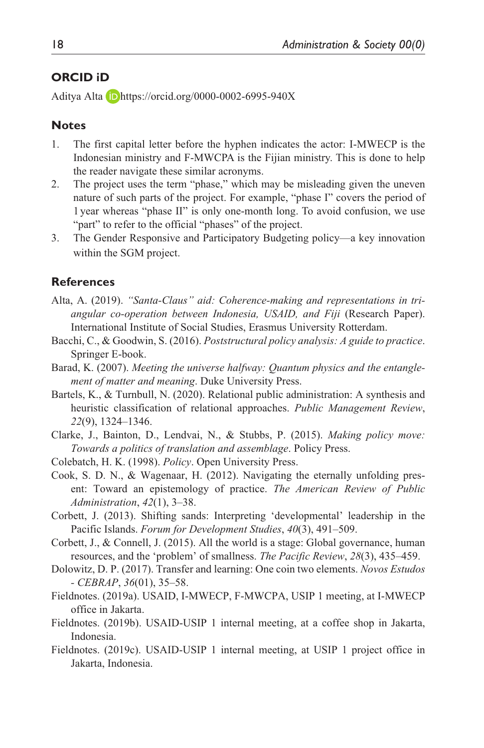## ORCID iD

Aditya Alta https://orcid.org/0000-0002-6995-940X

## Notes

1. The first capital letter before the hyphen indicates the actor: I-MWECP is the Indonesian ministry and F-MWCPA is the Fijian ministry. This is done to help the reader navigate these similar acronyms.
2. The project uses the term "phase," which may be misleading given the uneven nature of such parts of the project. For example, "phase I" covers the period of 1 year whereas "phase II" is only one-month long. To avoid confusion, we use "part" to refer to the official "phases" of the project.
3. The Gender Responsive and Participatory Budgeting policy—a key innovation within the SGM project.

## References

Alta, A. (2019). *"Santa-Claus" aid: Coherence-making and representations in tri-angular co-operation between Indonesia, USAID, and Fiji* (Research Paper). International Institute of Social Studies, Erasmus University Rotterdam.

Bacchi, C., & Goodwin, S. (2016). *Poststructural policy analysis: A guide to practice*. Springer E-book.

Barad, K. (2007). *Meeting the universe halfway: Quantum physics and the entanglement of matter and meaning*. Duke University Press.

Bartels, K., & Turnbull, N. (2020). Relational public administration: A synthesis and heuristic classification of relational approaches. *Public Management Review*, *22*(9), 1324–1346.

Clarke, J., Bainton, D., Lendvai, N., & Stubbs, P. (2015). *Making policy move: Towards a politics of translation and assemblage*. Policy Press.

Colebatch, H. K. (1998). *Policy*. Open University Press.

Cook, S. D. N., & Wagenaar, H. (2012). Navigating the eternally unfolding present: Toward an epistemology of practice. *The American Review of Public Administration*, *42*(1), 3–38.

Corbett, J. (2013). Shifting sands: Interpreting 'developmental' leadership in the Pacific Islands. *Forum for Development Studies*, *40*(3), 491–509.

Corbett, J., & Connell, J. (2015). All the world is a stage: Global governance, human resources, and the 'problem' of smallness. *The Pacific Review*, *28*(3), 435–459.

Dolowitz, D. P. (2017). Transfer and learning: One coin two elements. *Novos Estudos - CEBRAP*, *36*(01), 35–58.

Fieldnotes. (2019a). USAID, I-MWECP, F-MWCPA, USIP 1 meeting, at I-MWECP office in Jakarta.

Fieldnotes. (2019b). USAID-USIP 1 internal meeting, at a coffee shop in Jakarta, Indonesia.

Fieldnotes. (2019c). USAID-USIP 1 internal meeting, at USIP 1 project office in Jakarta, Indonesia.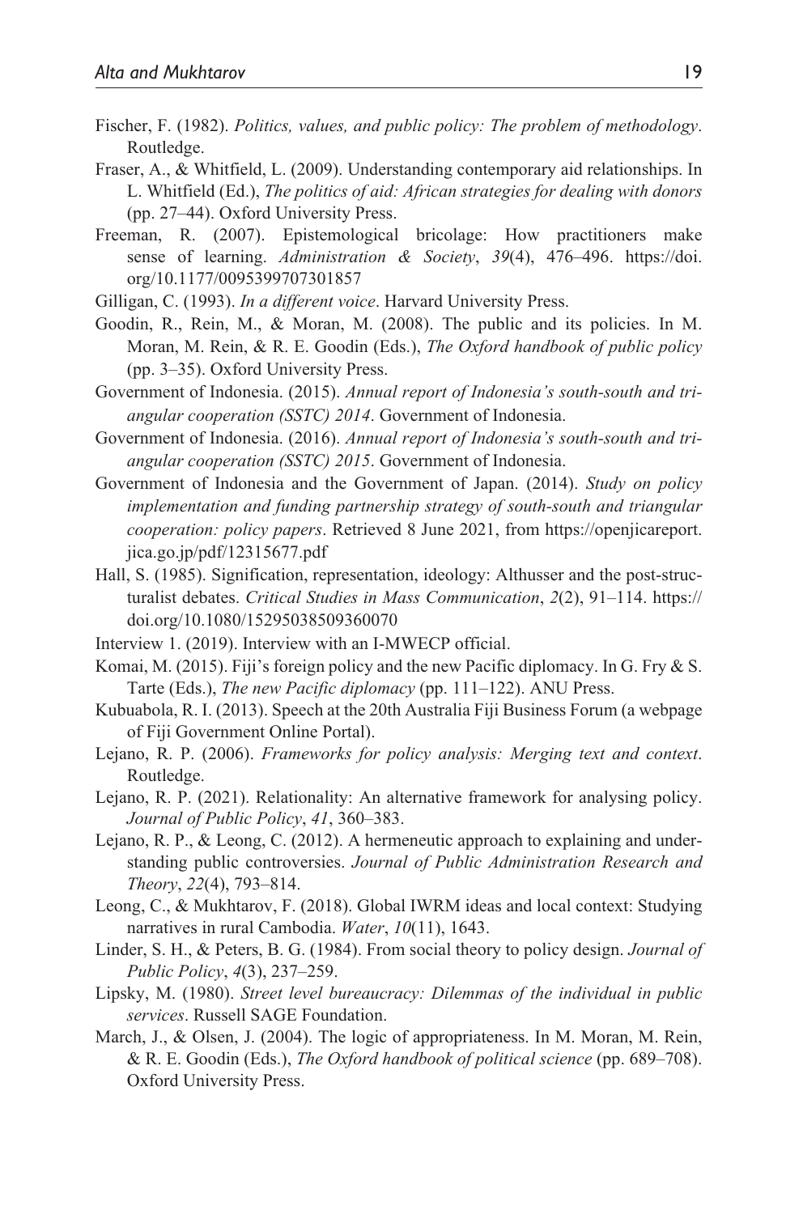Fischer, F. (1982). *Politics, values, and public policy: The problem of methodology*. Routledge.

Fraser, A., & Whitfield, L. (2009). Understanding contemporary aid relationships. In L. Whitfield (Ed.), *The politics of aid: African strategies for dealing with donors* (pp. 27–44). Oxford University Press.

Freeman, R. (2007). Epistemological bricolage: How practitioners make sense of learning. *Administration & Society*, *39*(4), 476–496. https://doi.org/10.1177/0095399707301857

Gilligan, C. (1993). *In a different voice*. Harvard University Press.

Goodin, R., Rein, M., & Moran, M. (2008). The public and its policies. In M. Moran, M. Rein, & R. E. Goodin (Eds.), *The Oxford handbook of public policy* (pp. 3–35). Oxford University Press.

Government of Indonesia. (2015). *Annual report of Indonesia's south-south and triangular cooperation (SSTC) 2014*. Government of Indonesia.

Government of Indonesia. (2016). *Annual report of Indonesia's south-south and triangular cooperation (SSTC) 2015*. Government of Indonesia.

Government of Indonesia and the Government of Japan. (2014). *Study on policy implementation and funding partnership strategy of south-south and triangular cooperation: policy papers*. Retrieved 8 June 2021, from https://openjicareport.jica.go.jp/pdf/12315677.pdf

Hall, S. (1985). Signification, representation, ideology: Althusser and the post-structuralist debates. *Critical Studies in Mass Communication*, *2*(2), 91–114. https://doi.org/10.1080/15295038509360070

Interview 1. (2019). Interview with an I-MWECP official.

Komai, M. (2015). Fiji's foreign policy and the new Pacific diplomacy. In G. Fry & S. Tarte (Eds.), *The new Pacific diplomacy* (pp. 111–122). ANU Press.

Kubuabola, R. I. (2013). Speech at the 20th Australia Fiji Business Forum (a webpage of Fiji Government Online Portal).

Lejano, R. P. (2006). *Frameworks for policy analysis: Merging text and context*. Routledge.

Lejano, R. P. (2021). Relationality: An alternative framework for analysing policy. *Journal of Public Policy*, *41*, 360–383.

Lejano, R. P., & Leong, C. (2012). A hermeneutic approach to explaining and understanding public controversies. *Journal of Public Administration Research and Theory*, *22*(4), 793–814.

Leong, C., & Mukhtarov, F. (2018). Global IWRM ideas and local context: Studying narratives in rural Cambodia. *Water*, *10*(11), 1643.

Linder, S. H., & Peters, B. G. (1984). From social theory to policy design. *Journal of Public Policy*, *4*(3), 237–259.

Lipsky, M. (1980). *Street level bureaucracy: Dilemmas of the individual in public services*. Russell SAGE Foundation.

March, J., & Olsen, J. (2004). The logic of appropriateness. In M. Moran, M. Rein, & R. E. Goodin (Eds.), *The Oxford handbook of political science* (pp. 689–708). Oxford University Press.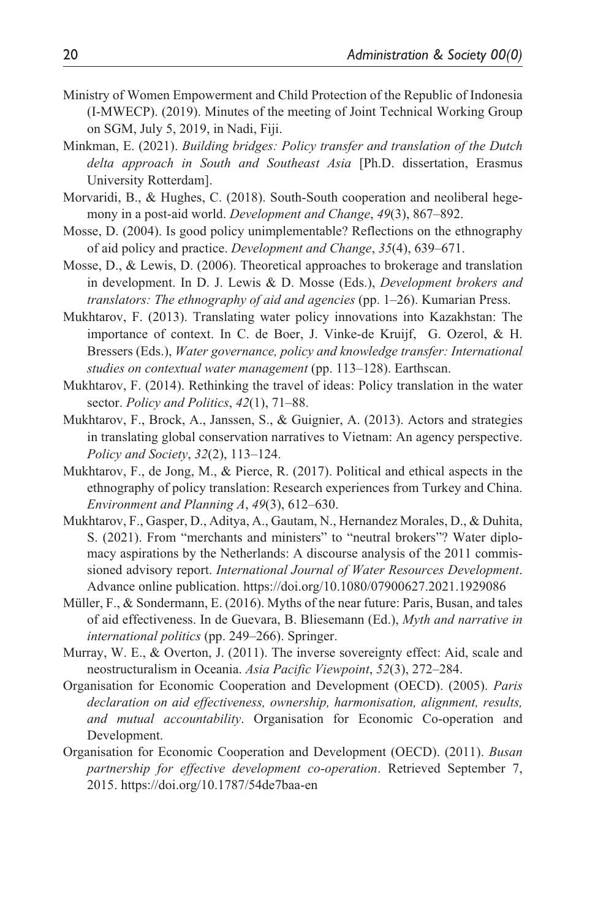Ministry of Women Empowerment and Child Protection of the Republic of Indonesia (I-MWECP). (2019). Minutes of the meeting of Joint Technical Working Group on SGM, July 5, 2019, in Nadi, Fiji.

Minkman, E. (2021). *Building bridges: Policy transfer and translation of the Dutch delta approach in South and Southeast Asia* [Ph.D. dissertation, Erasmus University Rotterdam].

Morvaridi, B., & Hughes, C. (2018). South-South cooperation and neoliberal hegemony in a post-aid world. *Development and Change*, *49*(3), 867–892.

Mosse, D. (2004). Is good policy unimplementable? Reflections on the ethnography of aid policy and practice. *Development and Change*, *35*(4), 639–671.

Mosse, D., & Lewis, D. (2006). Theoretical approaches to brokerage and translation in development. In D. J. Lewis & D. Mosse (Eds.), *Development brokers and translators: The ethnography of aid and agencies* (pp. 1–26). Kumarian Press.

Mukhtarov, F. (2013). Translating water policy innovations into Kazakhstan: The importance of context. In C. de Boer, J. Vinke-de Kruijf, G. Ozerol, & H. Bressers (Eds.), *Water governance, policy and knowledge transfer: International studies on contextual water management* (pp. 113–128). Earthscan.

Mukhtarov, F. (2014). Rethinking the travel of ideas: Policy translation in the water sector. *Policy and Politics*, *42*(1), 71–88.

Mukhtarov, F., Brock, A., Janssen, S., & Guignier, A. (2013). Actors and strategies in translating global conservation narratives to Vietnam: An agency perspective. *Policy and Society*, *32*(2), 113–124.

Mukhtarov, F., de Jong, M., & Pierce, R. (2017). Political and ethical aspects in the ethnography of policy translation: Research experiences from Turkey and China. *Environment and Planning A*, *49*(3), 612–630.

Mukhtarov, F., Gasper, D., Aditya, A., Gautam, N., Hernandez Morales, D., & Duhita, S. (2021). From "merchants and ministers" to "neutral brokers"? Water diplomacy aspirations by the Netherlands: A discourse analysis of the 2011 commissioned advisory report. *International Journal of Water Resources Development*. Advance online publication. https://doi.org/10.1080/07900627.2021.1929086

Müller, F., & Sondermann, E. (2016). Myths of the near future: Paris, Busan, and tales of aid effectiveness. In de Guevara, B. Bliesemann (Ed.), *Myth and narrative in international politics* (pp. 249–266). Springer.

Murray, W. E., & Overton, J. (2011). The inverse sovereignty effect: Aid, scale and neostructuralism in Oceania. *Asia Pacific Viewpoint*, *52*(3), 272–284.

Organisation for Economic Cooperation and Development (OECD). (2005). *Paris declaration on aid effectiveness, ownership, harmonisation, alignment, results, and mutual accountability*. Organisation for Economic Co-operation and Development.

Organisation for Economic Cooperation and Development (OECD). (2011). *Busan partnership for effective development co-operation*. Retrieved September 7, 2015. https://doi.org/10.1787/54de7baa-en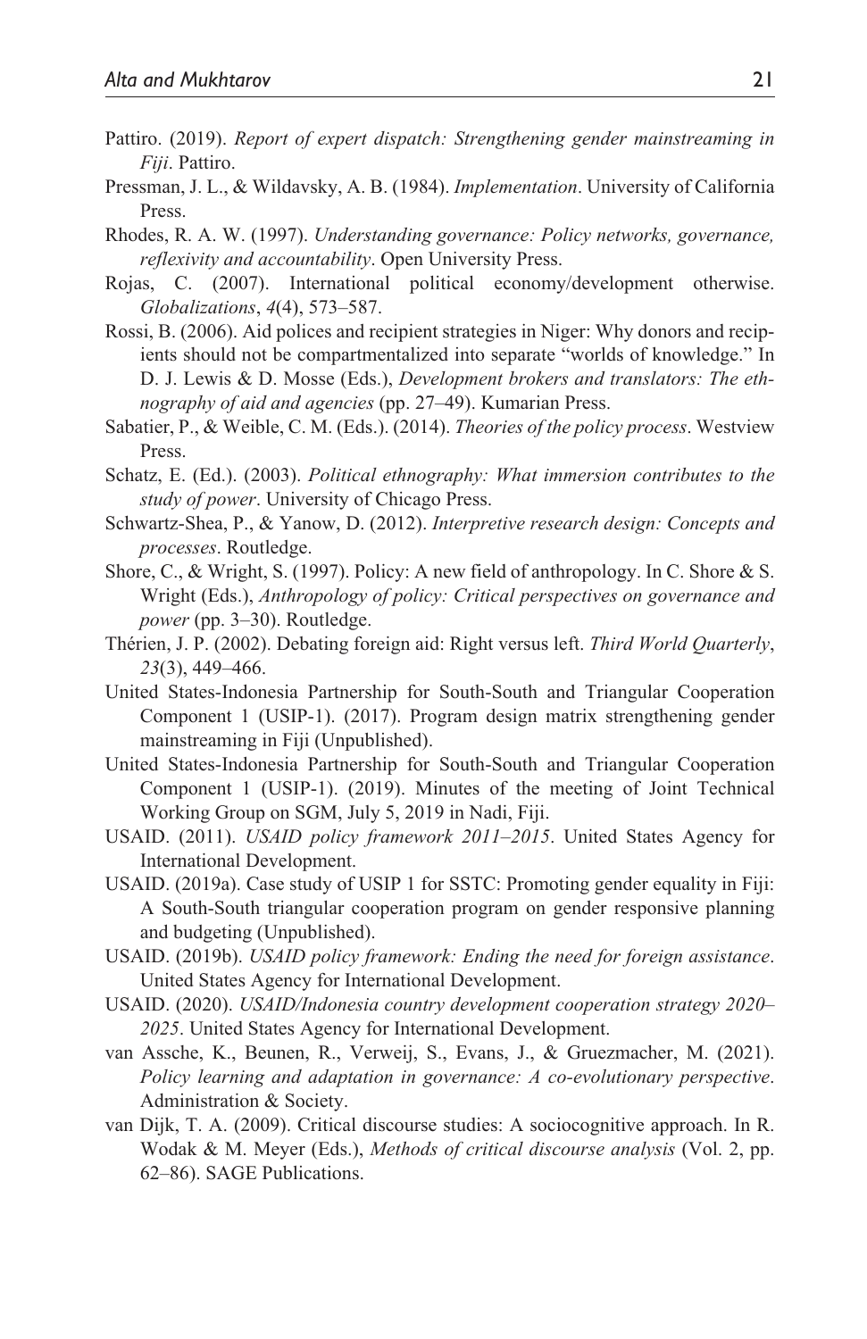Pattiro. (2019). *Report of expert dispatch: Strengthening gender mainstreaming in Fiji*. Pattiro.

Pressman, J. L., & Wildavsky, A. B. (1984). *Implementation*. University of California Press.

Rhodes, R. A. W. (1997). *Understanding governance: Policy networks, governance, reflexivity and accountability*. Open University Press.

Rojas, C. (2007). International political economy/development otherwise. *Globalizations*, *4*(4), 573–587.

Rossi, B. (2006). Aid polices and recipient strategies in Niger: Why donors and recipients should not be compartmentalized into separate "worlds of knowledge." In D. J. Lewis & D. Mosse (Eds.), *Development brokers and translators: The ethnography of aid and agencies* (pp. 27–49). Kumarian Press.

Sabatier, P., & Weible, C. M. (Eds.). (2014). *Theories of the policy process*. Westview Press.

Schatz, E. (Ed.). (2003). *Political ethnography: What immersion contributes to the study of power*. University of Chicago Press.

Schwartz-Shea, P., & Yanow, D. (2012). *Interpretive research design: Concepts and processes*. Routledge.

Shore, C., & Wright, S. (1997). Policy: A new field of anthropology. In C. Shore & S. Wright (Eds.), *Anthropology of policy: Critical perspectives on governance and power* (pp. 3–30). Routledge.

Thérien, J. P. (2002). Debating foreign aid: Right versus left. *Third World Quarterly*, *23*(3), 449–466.

United States-Indonesia Partnership for South-South and Triangular Cooperation Component 1 (USIP-1). (2017). Program design matrix strengthening gender mainstreaming in Fiji (Unpublished).

United States-Indonesia Partnership for South-South and Triangular Cooperation Component 1 (USIP-1). (2019). Minutes of the meeting of Joint Technical Working Group on SGM, July 5, 2019 in Nadi, Fiji.

USAID. (2011). *USAID policy framework 2011–2015*. United States Agency for International Development.

USAID. (2019a). Case study of USIP 1 for SSTC: Promoting gender equality in Fiji: A South-South triangular cooperation program on gender responsive planning and budgeting (Unpublished).

USAID. (2019b). *USAID policy framework: Ending the need for foreign assistance*. United States Agency for International Development.

USAID. (2020). *USAID/Indonesia country development cooperation strategy 2020–2025*. United States Agency for International Development.

van Assche, K., Beunen, R., Verweij, S., Evans, J., & Gruezmacher, M. (2021). *Policy learning and adaptation in governance: A co-evolutionary perspective*. Administration & Society.

van Dijk, T. A. (2009). Critical discourse studies: A sociocognitive approach. In R. Wodak & M. Meyer (Eds.), *Methods of critical discourse analysis* (Vol. 2, pp. 62–86). SAGE Publications.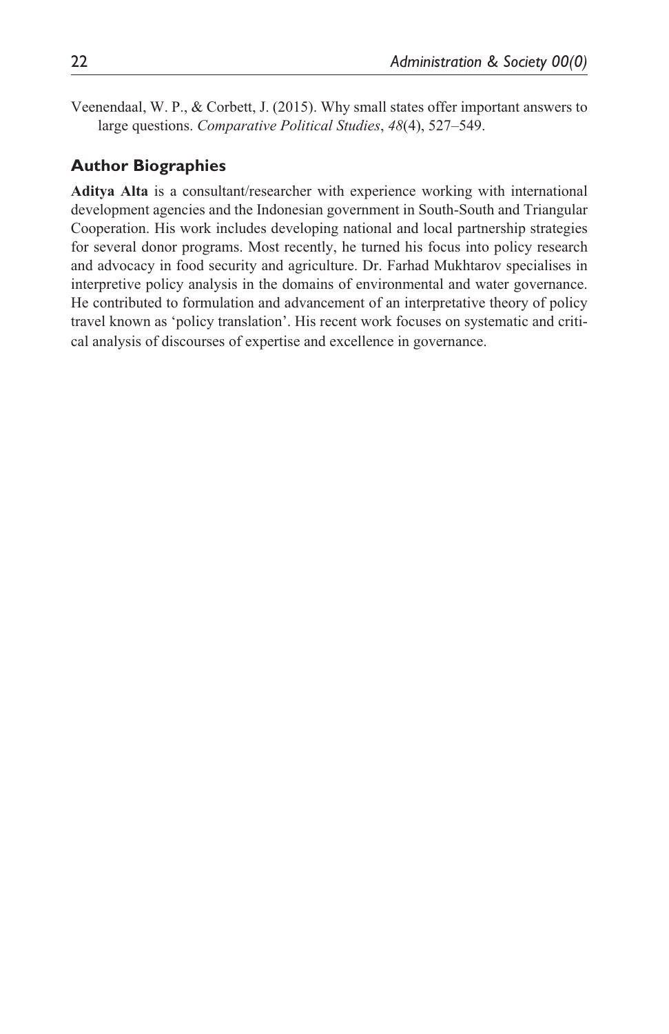Veenendaal, W. P., & Corbett, J. (2015). Why small states offer important answers to large questions. *Comparative Political Studies*, *48*(4), 527–549.

## Author Biographies

**Aditya Alta** is a consultant/researcher with experience working with international development agencies and the Indonesian government in South-South and Triangular Cooperation. His work includes developing national and local partnership strategies for several donor programs. Most recently, he turned his focus into policy research and advocacy in food security and agriculture. Dr. Farhad Mukhtarov specialises in interpretive policy analysis in the domains of environmental and water governance. He contributed to formulation and advancement of an interpretative theory of policy travel known as 'policy translation'. His recent work focuses on systematic and critical analysis of discourses of expertise and excellence in governance.